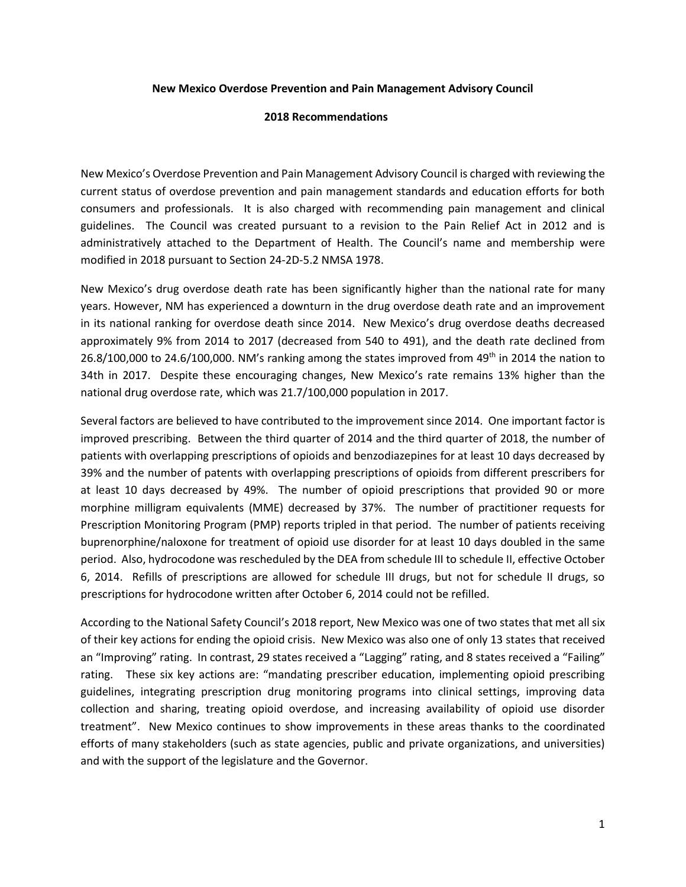**New Mexico Overdose Prevention and Pain Management Advisory Council**

**2018 Recommendations**

New Mexico's Overdose Prevention and Pain Management Advisory Council is charged with reviewing the current status of overdose prevention and pain management standards and education efforts for both consumers and professionals. It is also charged with recommending pain management and clinical guidelines. The Council was created pursuant to a revision to the Pain Relief Act in 2012 and is administratively attached to the Department of Health. The Council's name and membership were modified in 2018 pursuant to Section 24-2D-5.2 NMSA 1978.

New Mexico's drug overdose death rate has been significantly higher than the national rate for many years. However, NM has experienced a downturn in the drug overdose death rate and an improvement in its national ranking for overdose death since 2014. New Mexico's drug overdose deaths decreased approximately 9% from 2014 to 2017 (decreased from 540 to 491), and the death rate declined from 26.8/100,000 to 24.6/100,000. NM's ranking among the states improved from 49th in 2014 the nation to 34th in 2017. Despite these encouraging changes, New Mexico's rate remains 13% higher than the national drug overdose rate, which was 21.7/100,000 population in 2017.

Several factors are believed to have contributed to the improvement since 2014. One important factor is improved prescribing. Between the third quarter of 2014 and the third quarter of 2018, the number of patients with overlapping prescriptions of opioids and benzodiazepines for at least 10 days decreased by 39% and the number of patents with overlapping prescriptions of opioids from different prescribers for at least 10 days decreased by 49%. The number of opioid prescriptions that provided 90 or more morphine milligram equivalents (MME) decreased by 37%. The number of practitioner requests for Prescription Monitoring Program (PMP) reports tripled in that period. The number of patients receiving buprenorphine/naloxone for treatment of opioid use disorder for at least 10 days doubled in the same period. Also, hydrocodone was rescheduled by the DEA from schedule III to schedule II, effective October 6, 2014. Refills of prescriptions are allowed for schedule III drugs, but not for schedule II drugs, so prescriptions for hydrocodone written after October 6, 2014 could not be refilled.

According to the National Safety Council's 2018 report, New Mexico was one of two states that met all six of their key actions for ending the opioid crisis. New Mexico was also one of only 13 states that received an "Improving" rating. In contrast, 29 states received a "Lagging" rating, and 8 states received a "Failing" rating. These six key actions are: "mandating prescriber education, implementing opioid prescribing guidelines, integrating prescription drug monitoring programs into clinical settings, improving data collection and sharing, treating opioid overdose, and increasing availability of opioid use disorder treatment". New Mexico continues to show improvements in these areas thanks to the coordinated efforts of many stakeholders (such as state agencies, public and private organizations, and universities) and with the support of the legislature and the Governor.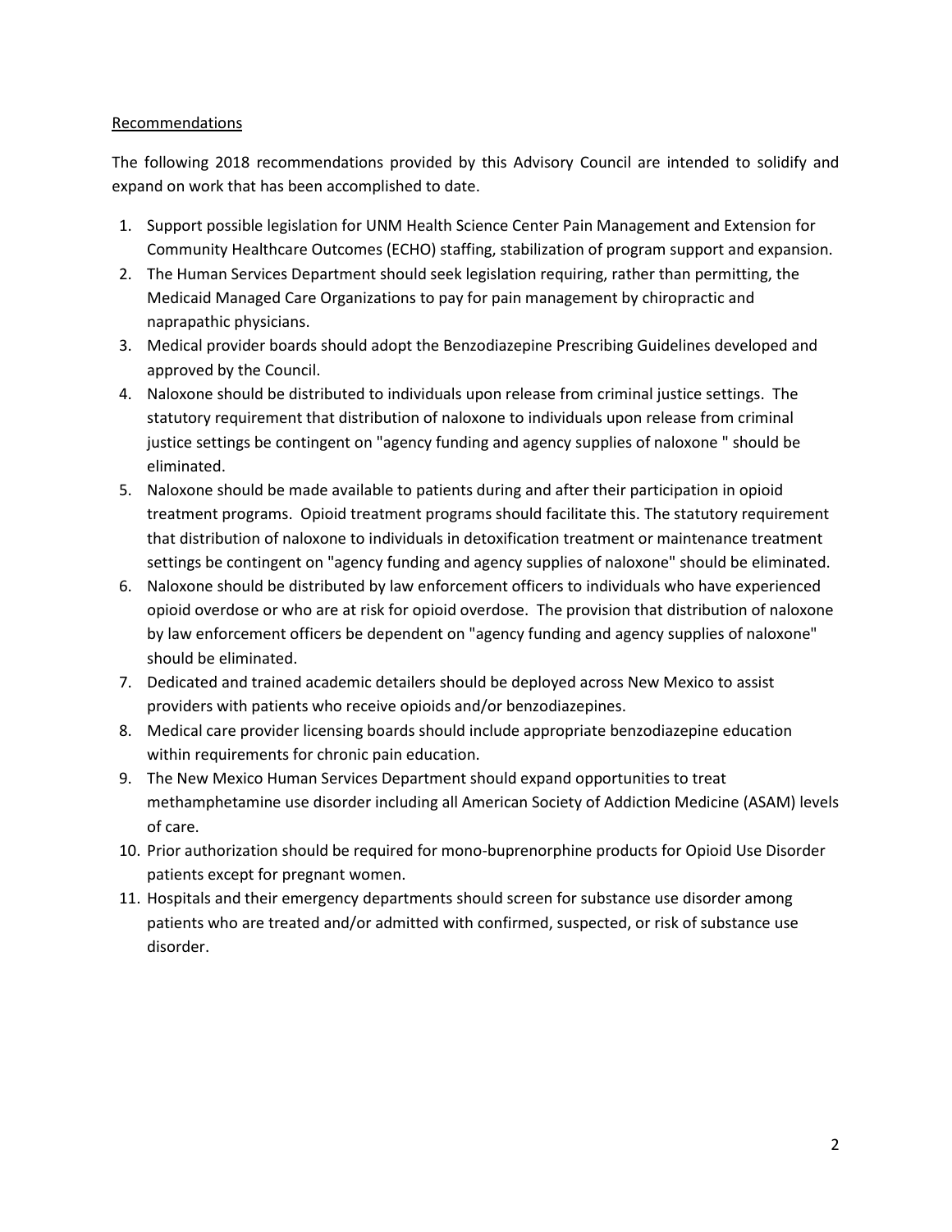## Recommendations

The following 2018 recommendations provided by this Advisory Council are intended to solidify and expand on work that has been accomplished to date.

1. Support possible legislation for UNM Health Science Center Pain Management and Extension for Community Healthcare Outcomes (ECHO) staffing, stabilization of program support and expansion.
2. The Human Services Department should seek legislation requiring, rather than permitting, the Medicaid Managed Care Organizations to pay for pain management by chiropractic and naprapathic physicians.
3. Medical provider boards should adopt the Benzodiazepine Prescribing Guidelines developed and approved by the Council.
4. Naloxone should be distributed to individuals upon release from criminal justice settings. The statutory requirement that distribution of naloxone to individuals upon release from criminal justice settings be contingent on "agency funding and agency supplies of naloxone " should be eliminated.
5. Naloxone should be made available to patients during and after their participation in opioid treatment programs. Opioid treatment programs should facilitate this. The statutory requirement that distribution of naloxone to individuals in detoxification treatment or maintenance treatment settings be contingent on "agency funding and agency supplies of naloxone" should be eliminated.
6. Naloxone should be distributed by law enforcement officers to individuals who have experienced opioid overdose or who are at risk for opioid overdose. The provision that distribution of naloxone by law enforcement officers be dependent on "agency funding and agency supplies of naloxone" should be eliminated.
7. Dedicated and trained academic detailers should be deployed across New Mexico to assist providers with patients who receive opioids and/or benzodiazepines.
8. Medical care provider licensing boards should include appropriate benzodiazepine education within requirements for chronic pain education.
9. The New Mexico Human Services Department should expand opportunities to treat methamphetamine use disorder including all American Society of Addiction Medicine (ASAM) levels of care.
10. Prior authorization should be required for mono-buprenorphine products for Opioid Use Disorder patients except for pregnant women.
11. Hospitals and their emergency departments should screen for substance use disorder among patients who are treated and/or admitted with confirmed, suspected, or risk of substance use disorder.